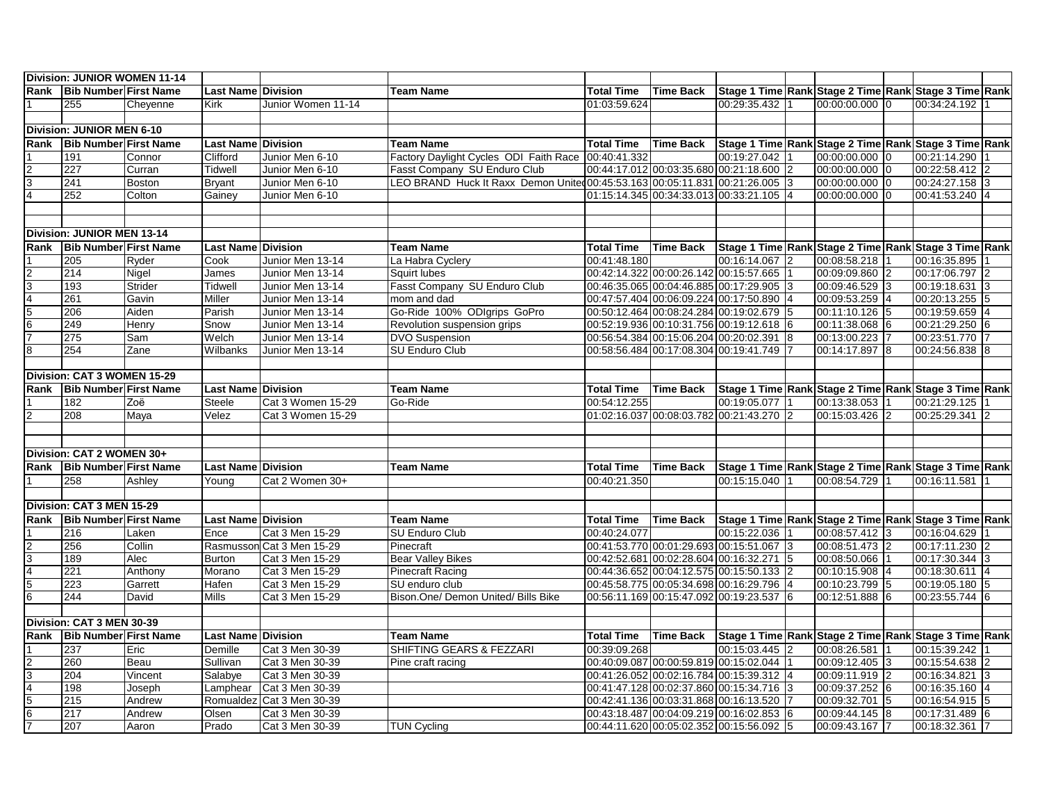**Division: JUNIOR WOMEN 11-14**

| Rank | Bib Number | First Name | Last Name | Division | Team Name | Total Time | Time Back | Stage 1 Time | Rank | Stage 2 Time | Rank | Stage 3 Time | Rank |
|---|---|---|---|---|---|---|---|---|---|---|---|---|---|
| 1 | 255 | Cheyenne | Kirk | Junior Women 11-14 | | 01:03:59.624 | | 00:29:35.432 | 1 | 00:00:00.000 | 0 | 00:34:24.192 | 1 |

**Division: JUNIOR MEN 6-10**

| Rank | Bib Number | First Name | Last Name | Division | Team Name | Total Time | Time Back | Stage 1 Time | Rank | Stage 2 Time | Rank | Stage 3 Time | Rank |
|---|---|---|---|---|---|---|---|---|---|---|---|---|---|
| 1 | 191 | Connor | Clifford | Junior Men 6-10 | Factory Daylight Cycles ODI Faith Race | 00:40:41.332 | | 00:19:27.042 | 1 | 00:00:00.000 | 0 | 00:21:14.290 | 1 |
| 2 | 227 | Curran | Tidwell | Junior Men 6-10 | Fasst Company SU Enduro Club | 00:44:17.012 | 00:03:35.680 | 00:21:18.600 | 2 | 00:00:00.000 | 0 | 00:22:58.412 | 2 |
| 3 | 241 | Boston | Bryant | Junior Men 6-10 | LEO BRAND Huck It Raxx Demon United | 00:45:53.163 | 00:05:11.831 | 00:21:26.005 | 3 | 00:00:00.000 | 0 | 00:24:27.158 | 3 |
| 4 | 252 | Colton | Gainey | Junior Men 6-10 | | 01:15:14.345 | 00:34:33.013 | 00:33:21.105 | 4 | 00:00:00.000 | 0 | 00:41:53.240 | 4 |

**Division: JUNIOR MEN 13-14**

| Rank | Bib Number | First Name | Last Name | Division | Team Name | Total Time | Time Back | Stage 1 Time | Rank | Stage 2 Time | Rank | Stage 3 Time | Rank |
|---|---|---|---|---|---|---|---|---|---|---|---|---|---|
| 1 | 205 | Ryder | Cook | Junior Men 13-14 | La Habra Cyclery | 00:41:48.180 | | 00:16:14.067 | 2 | 00:08:58.218 | 1 | 00:16:35.895 | 1 |
| 2 | 214 | Nigel | James | Junior Men 13-14 | Squirt lubes | 00:42:14.322 | 00:00:26.142 | 00:15:57.665 | 1 | 00:09:09.860 | 2 | 00:17:06.797 | 2 |
| 3 | 193 | Strider | Tidwell | Junior Men 13-14 | Fasst Company SU Enduro Club | 00:46:35.065 | 00:04:46.885 | 00:17:29.905 | 3 | 00:09:46.529 | 3 | 00:19:18.631 | 3 |
| 4 | 261 | Gavin | Miller | Junior Men 13-14 | mom and dad | 00:47:57.404 | 00:06:09.224 | 00:17:50.890 | 4 | 00:09:53.259 | 4 | 00:20:13.255 | 5 |
| 5 | 206 | Aiden | Parish | Junior Men 13-14 | Go-Ride 100% ODIgrips GoPro | 00:50:12.464 | 00:08:24.284 | 00:19:02.679 | 5 | 00:11:10.126 | 5 | 00:19:59.659 | 4 |
| 6 | 249 | Henry | Snow | Junior Men 13-14 | Revolution suspension grips | 00:52:19.936 | 00:10:31.756 | 00:19:12.618 | 6 | 00:11:38.068 | 6 | 00:21:29.250 | 6 |
| 7 | 275 | Sam | Welch | Junior Men 13-14 | DVO Suspension | 00:56:54.384 | 00:15:06.204 | 00:20:02.391 | 8 | 00:13:00.223 | 7 | 00:23:51.770 | 7 |
| 8 | 254 | Zane | Wilbanks | Junior Men 13-14 | SU Enduro Club | 00:58:56.484 | 00:17:08.304 | 00:19:41.749 | 7 | 00:14:17.897 | 8 | 00:24:56.838 | 8 |

**Division: CAT 3 WOMEN 15-29**

| Rank | Bib Number | First Name | Last Name | Division | Team Name | Total Time | Time Back | Stage 1 Time | Rank | Stage 2 Time | Rank | Stage 3 Time | Rank |
|---|---|---|---|---|---|---|---|---|---|---|---|---|---|
| 1 | 182 | Zoë | Steele | Cat 3 Women 15-29 | Go-Ride | 00:54:12.255 | | 00:19:05.077 | 1 | 00:13:38.053 | 1 | 00:21:29.125 | 1 |
| 2 | 208 | Maya | Velez | Cat 3 Women 15-29 | | 01:02:16.037 | 00:08:03.782 | 00:21:43.270 | 2 | 00:15:03.426 | 2 | 00:25:29.341 | 2 |

**Division: CAT 2 WOMEN 30+**

| Rank | Bib Number | First Name | Last Name | Division | Team Name | Total Time | Time Back | Stage 1 Time | Rank | Stage 2 Time | Rank | Stage 3 Time | Rank |
|---|---|---|---|---|---|---|---|---|---|---|---|---|---|
| 1 | 258 | Ashley | Young | Cat 2 Women 30+ | | 00:40:21.350 | | 00:15:15.040 | 1 | 00:08:54.729 | 1 | 00:16:11.581 | 1 |

**Division: CAT 3 MEN 15-29**

| Rank | Bib Number | First Name | Last Name | Division | Team Name | Total Time | Time Back | Stage 1 Time | Rank | Stage 2 Time | Rank | Stage 3 Time | Rank |
|---|---|---|---|---|---|---|---|---|---|---|---|---|---|
| 1 | 216 | Laken | Ence | Cat 3 Men 15-29 | SU Enduro Club | 00:40:24.077 | | 00:15:22.036 | 1 | 00:08:57.412 | 3 | 00:16:04.629 | 1 |
| 2 | 256 | Collin | Rasmusson | Cat 3 Men 15-29 | Pinecraft | 00:41:53.770 | 00:01:29.693 | 00:15:51.067 | 3 | 00:08:51.473 | 2 | 00:17:11.230 | 2 |
| 3 | 189 | Alec | Burton | Cat 3 Men 15-29 | Bear Valley Bikes | 00:42:52.681 | 00:02:28.604 | 00:16:32.271 | 5 | 00:08:50.066 | 1 | 00:17:30.344 | 3 |
| 4 | 221 | Anthony | Morano | Cat 3 Men 15-29 | Pinecraft Racing | 00:44:36.652 | 00:04:12.575 | 00:15:50.133 | 2 | 00:10:15.908 | 4 | 00:18:30.611 | 4 |
| 5 | 223 | Garrett | Hafen | Cat 3 Men 15-29 | SU enduro club | 00:45:58.775 | 00:05:34.698 | 00:16:29.796 | 4 | 00:10:23.799 | 5 | 00:19:05.180 | 5 |
| 6 | 244 | David | Mills | Cat 3 Men 15-29 | Bison.One/ Demon United/ Bills Bike | 00:56:11.169 | 00:15:47.092 | 00:19:23.537 | 6 | 00:12:51.888 | 6 | 00:23:55.744 | 6 |

**Division: CAT 3 MEN 30-39**

| Rank | Bib Number | First Name | Last Name | Division | Team Name | Total Time | Time Back | Stage 1 Time | Rank | Stage 2 Time | Rank | Stage 3 Time | Rank |
|---|---|---|---|---|---|---|---|---|---|---|---|---|---|
| 1 | 237 | Eric | Demille | Cat 3 Men 30-39 | SHIFTING GEARS & FEZZARI | 00:39:09.268 | | 00:15:03.445 | 2 | 00:08:26.581 | 1 | 00:15:39.242 | 1 |
| 2 | 260 | Beau | Sullivan | Cat 3 Men 30-39 | Pine craft racing | 00:40:09.087 | 00:00:59.819 | 00:15:02.044 | 1 | 00:09:12.405 | 3 | 00:15:54.638 | 2 |
| 3 | 204 | Vincent | Salabye | Cat 3 Men 30-39 | | 00:41:26.052 | 00:02:16.784 | 00:15:39.312 | 4 | 00:09:11.919 | 2 | 00:16:34.821 | 3 |
| 4 | 198 | Joseph | Lamphear | Cat 3 Men 30-39 | | 00:41:47.128 | 00:02:37.860 | 00:15:34.716 | 3 | 00:09:37.252 | 6 | 00:16:35.160 | 4 |
| 5 | 215 | Andrew | Romualdez | Cat 3 Men 30-39 | | 00:42:41.136 | 00:03:31.868 | 00:16:13.520 | 7 | 00:09:32.701 | 5 | 00:16:54.915 | 5 |
| 6 | 217 | Andrew | Olsen | Cat 3 Men 30-39 | | 00:43:18.487 | 00:04:09.219 | 00:16:02.853 | 6 | 00:09:44.145 | 8 | 00:17:31.489 | 6 |
| 7 | 207 | Aaron | Prado | Cat 3 Men 30-39 | TUN Cycling | 00:44:11.620 | 00:05:02.352 | 00:15:56.092 | 5 | 00:09:43.167 | 7 | 00:18:32.361 | 7 |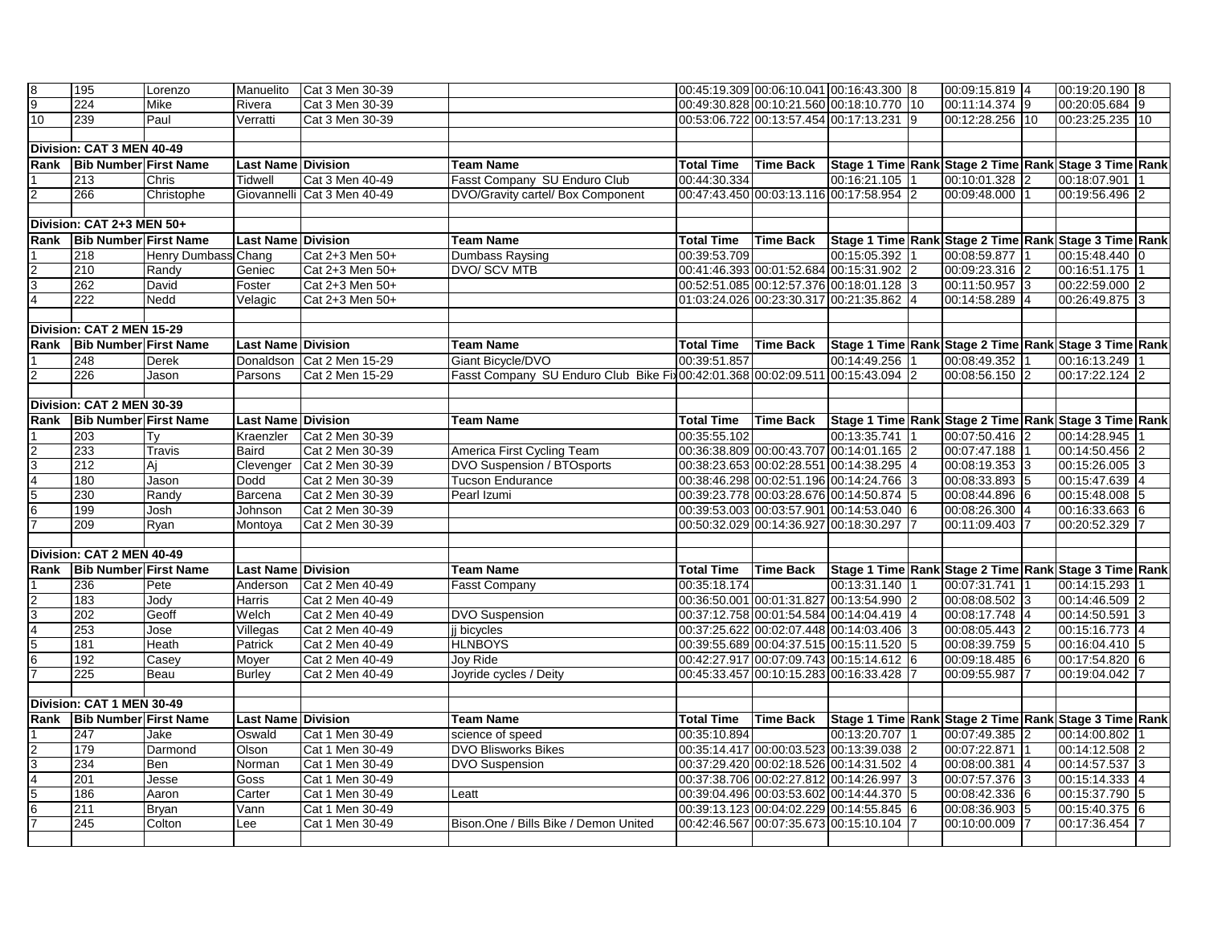| 8 | 195 | Lorenzo | Manuelito | Cat 3 Men 30-39 | | 00:45:19.309 | 00:06:10.041 | 00:16:43.300 | 8 | 00:09:15.819 | 4 | 00:19:20.190 | 8 |
|---|---|---|---|---|---|---|---|---|---|---|---|---|---|
| 9 | 224 | Mike | Rivera | Cat 3 Men 30-39 | | 00:49:30.828 | 00:10:21.560 | 00:18:10.770 | 10 | 00:11:14.374 | 9 | 00:20:05.684 | 9 |
| 10 | 239 | Paul | Verratti | Cat 3 Men 30-39 | | 00:53:06.722 | 00:13:57.454 | 00:17:13.231 | 9 | 00:12:28.256 | 10 | 00:23:25.235 | 10 |

**Division: CAT 3 MEN 40-49**

| Rank | Bib Number | First Name | Last Name | Division | Team Name | Total Time | Time Back | Stage 1 Time | Rank | Stage 2 Time | Rank | Stage 3 Time | Rank |
|---|---|---|---|---|---|---|---|---|---|---|---|---|---|
| 1 | 213 | Chris | Tidwell | Cat 3 Men 40-49 | Fasst Company SU Enduro Club | 00:44:30.334 | | 00:16:21.105 | 1 | 00:10:01.328 | 2 | 00:18:07.901 | 1 |
| 2 | 266 | Christophe | Giovannelli | Cat 3 Men 40-49 | DVO/Gravity cartel/ Box Component | 00:47:43.450 | 00:03:13.116 | 00:17:58.954 | 2 | 00:09:48.000 | 1 | 00:19:56.496 | 2 |

**Division: CAT 2+3 MEN 50+**

| Rank | Bib Number | First Name | Last Name | Division | Team Name | Total Time | Time Back | Stage 1 Time | Rank | Stage 2 Time | Rank | Stage 3 Time | Rank |
|---|---|---|---|---|---|---|---|---|---|---|---|---|---|
| 1 | 218 | Henry Dumbass | Chang | Cat 2+3 Men 50+ | Dumbass Raysing | 00:39:53.709 | | 00:15:05.392 | 1 | 00:08:59.877 | 1 | 00:15:48.440 | 0 |
| 2 | 210 | Randy | Geniec | Cat 2+3 Men 50+ | DVO/ SCV MTB | 00:41:46.393 | 00:01:52.684 | 00:15:31.902 | 2 | 00:09:23.316 | 2 | 00:16:51.175 | 1 |
| 3 | 262 | David | Foster | Cat 2+3 Men 50+ | | 00:52:51.085 | 00:12:57.376 | 00:18:01.128 | 3 | 00:11:50.957 | 3 | 00:22:59.000 | 2 |
| 4 | 222 | Nedd | Velagic | Cat 2+3 Men 50+ | | 01:03:24.026 | 00:23:30.317 | 00:21:35.862 | 4 | 00:14:58.289 | 4 | 00:26:49.875 | 3 |

**Division: CAT 2 MEN 15-29**

| Rank | Bib Number | First Name | Last Name | Division | Team Name | Total Time | Time Back | Stage 1 Time | Rank | Stage 2 Time | Rank | Stage 3 Time | Rank |
|---|---|---|---|---|---|---|---|---|---|---|---|---|---|
| 1 | 248 | Derek | Donaldson | Cat 2 Men 15-29 | Giant Bicycle/DVO | 00:39:51.857 | | 00:14:49.256 | 1 | 00:08:49.352 | 1 | 00:16:13.249 | 1 |
| 2 | 226 | Jason | Parsons | Cat 2 Men 15-29 | Fasst Company SU Enduro Club Bike Fi | 00:42:01.368 | 00:02:09.511 | 00:15:43.094 | 2 | 00:08:56.150 | 2 | 00:17:22.124 | 2 |

**Division: CAT 2 MEN 30-39**

| Rank | Bib Number | First Name | Last Name | Division | Team Name | Total Time | Time Back | Stage 1 Time | Rank | Stage 2 Time | Rank | Stage 3 Time | Rank |
|---|---|---|---|---|---|---|---|---|---|---|---|---|---|
| 1 | 203 | Ty | Kraenzler | Cat 2 Men 30-39 | | 00:35:55.102 | | 00:13:35.741 | 1 | 00:07:50.416 | 2 | 00:14:28.945 | 1 |
| 2 | 233 | Travis | Baird | Cat 2 Men 30-39 | America First Cycling Team | 00:36:38.809 | 00:00:43.707 | 00:14:01.165 | 2 | 00:07:47.188 | 1 | 00:14:50.456 | 2 |
| 3 | 212 | Aj | Clevenger | Cat 2 Men 30-39 | DVO Suspension / BTOsports | 00:38:23.653 | 00:02:28.551 | 00:14:38.295 | 4 | 00:08:19.353 | 3 | 00:15:26.005 | 3 |
| 4 | 180 | Jason | Dodd | Cat 2 Men 30-39 | Tucson Endurance | 00:38:46.298 | 00:02:51.196 | 00:14:24.766 | 3 | 00:08:33.893 | 5 | 00:15:47.639 | 4 |
| 5 | 230 | Randy | Barcena | Cat 2 Men 30-39 | Pearl Izumi | 00:39:23.778 | 00:03:28.676 | 00:14:50.874 | 5 | 00:08:44.896 | 6 | 00:15:48.008 | 5 |
| 6 | 199 | Josh | Johnson | Cat 2 Men 30-39 | | 00:39:53.003 | 00:03:57.901 | 00:14:53.040 | 6 | 00:08:26.300 | 4 | 00:16:33.663 | 6 |
| 7 | 209 | Ryan | Montoya | Cat 2 Men 30-39 | | 00:50:32.029 | 00:14:36.927 | 00:18:30.297 | 7 | 00:11:09.403 | 7 | 00:20:52.329 | 7 |

**Division: CAT 2 MEN 40-49**

| Rank | Bib Number | First Name | Last Name | Division | Team Name | Total Time | Time Back | Stage 1 Time | Rank | Stage 2 Time | Rank | Stage 3 Time | Rank |
|---|---|---|---|---|---|---|---|---|---|---|---|---|---|
| 1 | 236 | Pete | Anderson | Cat 2 Men 40-49 | Fasst Company | 00:35:18.174 | | 00:13:31.140 | 1 | 00:07:31.741 | 1 | 00:14:15.293 | 1 |
| 2 | 183 | Jody | Harris | Cat 2 Men 40-49 | | 00:36:50.001 | 00:01:31.827 | 00:13:54.990 | 2 | 00:08:08.502 | 3 | 00:14:46.509 | 2 |
| 3 | 202 | Geoff | Welch | Cat 2 Men 40-49 | DVO Suspension | 00:37:12.758 | 00:01:54.584 | 00:14:04.419 | 4 | 00:08:17.748 | 4 | 00:14:50.591 | 3 |
| 4 | 253 | Jose | Villegas | Cat 2 Men 40-49 | jj bicycles | 00:37:25.622 | 00:02:07.448 | 00:14:03.406 | 3 | 00:08:05.443 | 2 | 00:15:16.773 | 4 |
| 5 | 181 | Heath | Patrick | Cat 2 Men 40-49 | HLNBOYS | 00:39:55.689 | 00:04:37.515 | 00:15:11.520 | 5 | 00:08:39.759 | 5 | 00:16:04.410 | 5 |
| 6 | 192 | Casey | Moyer | Cat 2 Men 40-49 | Joy Ride | 00:42:27.917 | 00:07:09.743 | 00:15:14.612 | 6 | 00:09:18.485 | 6 | 00:17:54.820 | 6 |
| 7 | 225 | Beau | Burley | Cat 2 Men 40-49 | Joyride cycles / Deity | 00:45:33.457 | 00:10:15.283 | 00:16:33.428 | 7 | 00:09:55.987 | 7 | 00:19:04.042 | 7 |

**Division: CAT 1 MEN 30-49**

| Rank | Bib Number | First Name | Last Name | Division | Team Name | Total Time | Time Back | Stage 1 Time | Rank | Stage 2 Time | Rank | Stage 3 Time | Rank |
|---|---|---|---|---|---|---|---|---|---|---|---|---|---|
| 1 | 247 | Jake | Oswald | Cat 1 Men 30-49 | science of speed | 00:35:10.894 | | 00:13:20.707 | 1 | 00:07:49.385 | 2 | 00:14:00.802 | 1 |
| 2 | 179 | Darmond | Olson | Cat 1 Men 30-49 | DVO Blisworks Bikes | 00:35:14.417 | 00:00:03.523 | 00:13:39.038 | 2 | 00:07:22.871 | 1 | 00:14:12.508 | 2 |
| 3 | 234 | Ben | Norman | Cat 1 Men 30-49 | DVO Suspension | 00:37:29.420 | 00:02:18.526 | 00:14:31.502 | 4 | 00:08:00.381 | 4 | 00:14:57.537 | 3 |
| 4 | 201 | Jesse | Goss | Cat 1 Men 30-49 | | 00:37:38.706 | 00:02:27.812 | 00:14:26.997 | 3 | 00:07:57.376 | 3 | 00:15:14.333 | 4 |
| 5 | 186 | Aaron | Carter | Cat 1 Men 30-49 | Leatt | 00:39:04.496 | 00:03:53.602 | 00:14:44.370 | 5 | 00:08:42.336 | 6 | 00:15:37.790 | 5 |
| 6 | 211 | Bryan | Vann | Cat 1 Men 30-49 | | 00:39:13.123 | 00:04:02.229 | 00:14:55.845 | 6 | 00:08:36.903 | 5 | 00:15:40.375 | 6 |
| 7 | 245 | Colton | Lee | Cat 1 Men 30-49 | Bison.One / Bills Bike / Demon United | 00:42:46.567 | 00:07:35.673 | 00:15:10.104 | 7 | 00:10:00.009 | 7 | 00:17:36.454 | 7 |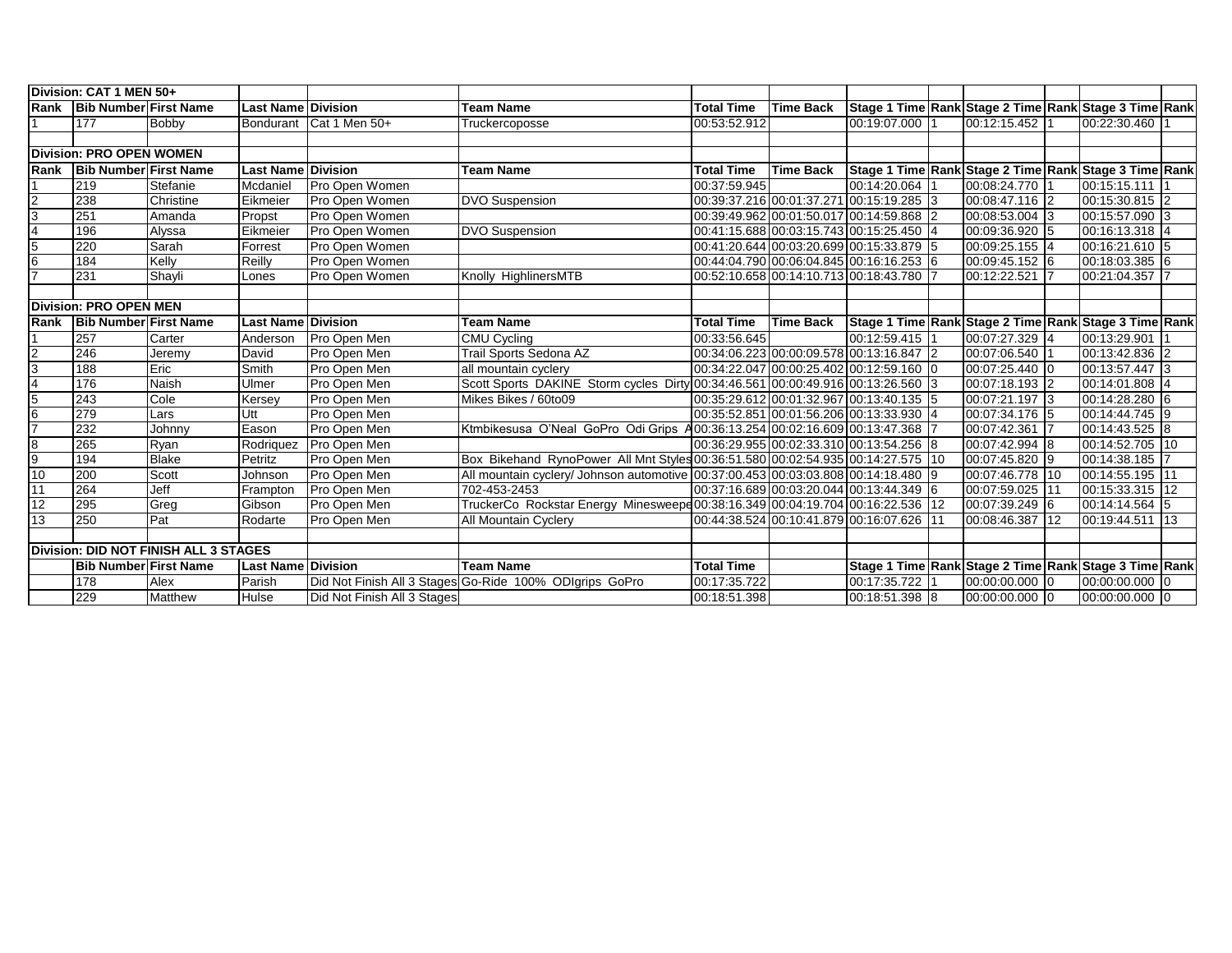| Division: CAT 1 MEN 50+ | | | | | | | | | | | | | |
|---|---|---|---|---|---|---|---|---|---|---|---|---|---|
| Rank | Bib Number | First Name | Last Name | Division | Team Name | Total Time | Time Back | Stage 1 Time | Rank | Stage 2 Time | Rank | Stage 3 Time | Rank |
| 1 | 177 | Bobby | Bondurant | Cat 1 Men 50+ | Truckercoposse | 00:53:52.912 | | 00:19:07.000 | 1 | 00:12:15.452 | 1 | 00:22:30.460 | 1 |
| | | | | | | | | | | | | | |
| **Division: PRO OPEN WOMEN** | | | | | | | | | | | | | |
| Rank | Bib Number | First Name | Last Name | Division | Team Name | Total Time | Time Back | Stage 1 Time | Rank | Stage 2 Time | Rank | Stage 3 Time | Rank |
| 1 | 219 | Stefanie | Mcdaniel | Pro Open Women | | 00:37:59.945 | | 00:14:20.064 | 1 | 00:08:24.770 | 1 | 00:15:15.111 | 1 |
| 2 | 238 | Christine | Eikmeier | Pro Open Women | DVO Suspension | 00:39:37.216 | 00:01:37.271 | 00:15:19.285 | 3 | 00:08:47.116 | 2 | 00:15:30.815 | 2 |
| 3 | 251 | Amanda | Propst | Pro Open Women | | 00:39:49.962 | 00:01:50.017 | 00:14:59.868 | 2 | 00:08:53.004 | 3 | 00:15:57.090 | 3 |
| 4 | 196 | Alyssa | Eikmeier | Pro Open Women | DVO Suspension | 00:41:15.688 | 00:03:15.743 | 00:15:25.450 | 4 | 00:09:36.920 | 5 | 00:16:13.318 | 4 |
| 5 | 220 | Sarah | Forrest | Pro Open Women | | 00:41:20.644 | 00:03:20.699 | 00:15:33.879 | 5 | 00:09:25.155 | 4 | 00:16:21.610 | 5 |
| 6 | 184 | Kelly | Reilly | Pro Open Women | | 00:44:04.790 | 00:06:04.845 | 00:16:16.253 | 6 | 00:09:45.152 | 6 | 00:18:03.385 | 6 |
| 7 | 231 | Shayli | Lones | Pro Open Women | Knolly HighlinersMTB | 00:52:10.658 | 00:14:10.713 | 00:18:43.780 | 7 | 00:12:22.521 | 7 | 00:21:04.357 | 7 |
| | | | | | | | | | | | | | |
| **Division: PRO OPEN MEN** | | | | | | | | | | | | | |
| Rank | Bib Number | First Name | Last Name | Division | Team Name | Total Time | Time Back | Stage 1 Time | Rank | Stage 2 Time | Rank | Stage 3 Time | Rank |
| 1 | 257 | Carter | Anderson | Pro Open Men | CMU Cycling | 00:33:56.645 | | 00:12:59.415 | 1 | 00:07:27.329 | 4 | 00:13:29.901 | 1 |
| 2 | 246 | Jeremy | David | Pro Open Men | Trail Sports Sedona AZ | 00:34:06.223 | 00:00:09.578 | 00:13:16.847 | 2 | 00:07:06.540 | 1 | 00:13:42.836 | 2 |
| 3 | 188 | Eric | Smith | Pro Open Men | all mountain cyclery | 00:34:22.047 | 00:00:25.402 | 00:12:59.160 | 0 | 00:07:25.440 | 0 | 00:13:57.447 | 3 |
| 4 | 176 | Naish | Ulmer | Pro Open Men | Scott Sports DAKINE Storm cycles Dirty | 00:34:46.561 | 00:00:49.916 | 00:13:26.560 | 3 | 00:07:18.193 | 2 | 00:14:01.808 | 4 |
| 5 | 243 | Cole | Kersey | Pro Open Men | Mikes Bikes / 60to09 | 00:35:29.612 | 00:01:32.967 | 00:13:40.135 | 5 | 00:07:21.197 | 3 | 00:14:28.280 | 6 |
| 6 | 279 | Lars | Utt | Pro Open Men | | 00:35:52.851 | 00:01:56.206 | 00:13:33.930 | 4 | 00:07:34.176 | 5 | 00:14:44.745 | 9 |
| 7 | 232 | Johnny | Eason | Pro Open Men | Ktmbikesusa O'Neal GoPro Odi Grips A | 00:36:13.254 | 00:02:16.609 | 00:13:47.368 | 7 | 00:07:42.361 | 7 | 00:14:43.525 | 8 |
| 8 | 265 | Ryan | Rodriquez | Pro Open Men | | 00:36:29.955 | 00:02:33.310 | 00:13:54.256 | 8 | 00:07:42.994 | 8 | 00:14:52.705 | 10 |
| 9 | 194 | Blake | Petritz | Pro Open Men | Box Bikehand RynoPower All Mnt Styles | 00:36:51.580 | 00:02:54.935 | 00:14:27.575 | 10 | 00:07:45.820 | 9 | 00:14:38.185 | 7 |
| 10 | 200 | Scott | Johnson | Pro Open Men | All mountain cyclery/ Johnson automotive | 00:37:00.453 | 00:03:03.808 | 00:14:18.480 | 9 | 00:07:46.778 | 10 | 00:14:55.195 | 11 |
| 11 | 264 | Jeff | Frampton | Pro Open Men | 702-453-2453 | 00:37:16.689 | 00:03:20.044 | 00:13:44.349 | 6 | 00:07:59.025 | 11 | 00:15:33.315 | 12 |
| 12 | 295 | Greg | Gibson | Pro Open Men | TruckerCo Rockstar Energy Minesweepe | 00:38:16.349 | 00:04:19.704 | 00:16:22.536 | 12 | 00:07:39.249 | 6 | 00:14:14.564 | 5 |
| 13 | 250 | Pat | Rodarte | Pro Open Men | All Mountain Cyclery | 00:44:38.524 | 00:10:41.879 | 00:16:07.626 | 11 | 00:08:46.387 | 12 | 00:19:44.511 | 13 |
| | | | | | | | | | | | | | |
| **Division: DID NOT FINISH ALL 3 STAGES** | | | | | | | | | | | | | |
| | Bib Number | First Name | Last Name | Division | Team Name | Total Time | | Stage 1 Time | Rank | Stage 2 Time | Rank | Stage 3 Time | Rank |
| | 178 | Alex | Parish | Did Not Finish All 3 Stages | Go-Ride 100% ODIgrips GoPro | 00:17:35.722 | | 00:17:35.722 | 1 | 00:00:00.000 | 0 | 00:00:00.000 | 0 |
| | 229 | Matthew | Hulse | Did Not Finish All 3 Stages | | 00:18:51.398 | | 00:18:51.398 | 8 | 00:00:00.000 | 0 | 00:00:00.000 | 0 |